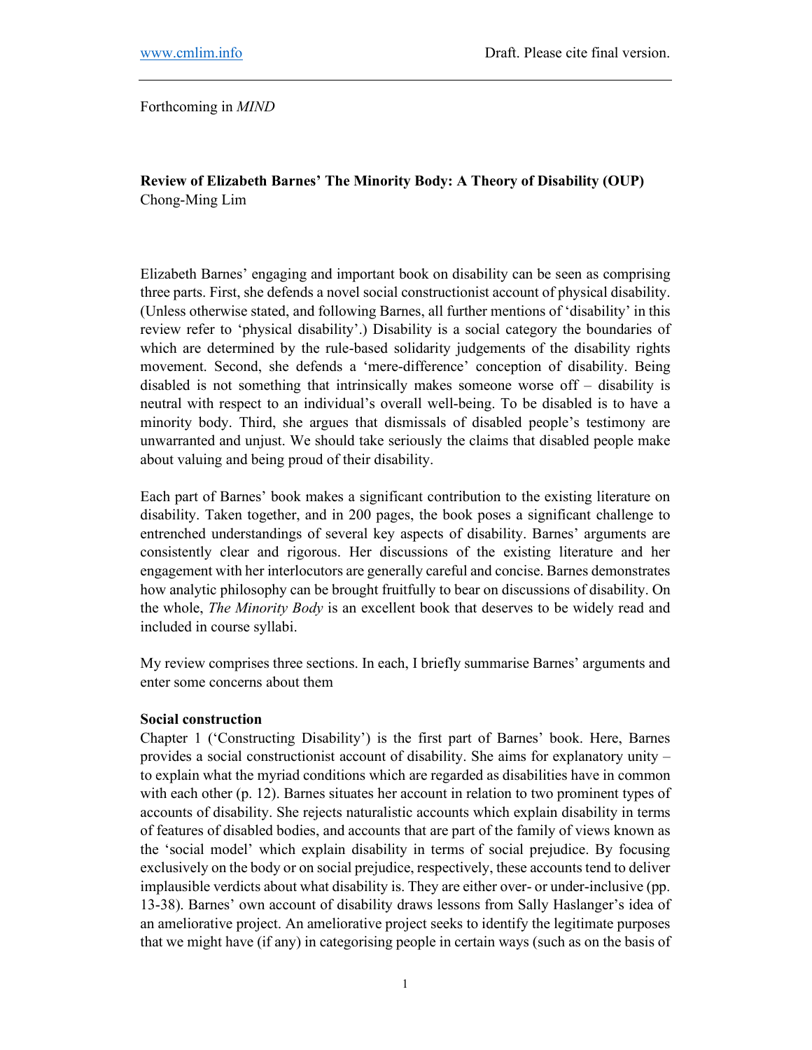Forthcoming in *MIND*

**Review of Elizabeth Barnes' The Minority Body: A Theory of Disability (OUP)**
Chong-Ming Lim

Elizabeth Barnes' engaging and important book on disability can be seen as comprising three parts. First, she defends a novel social constructionist account of physical disability. (Unless otherwise stated, and following Barnes, all further mentions of 'disability' in this review refer to 'physical disability'.) Disability is a social category the boundaries of which are determined by the rule-based solidarity judgements of the disability rights movement. Second, she defends a 'mere-difference' conception of disability. Being disabled is not something that intrinsically makes someone worse off – disability is neutral with respect to an individual's overall well-being. To be disabled is to have a minority body. Third, she argues that dismissals of disabled people's testimony are unwarranted and unjust. We should take seriously the claims that disabled people make about valuing and being proud of their disability.

Each part of Barnes' book makes a significant contribution to the existing literature on disability. Taken together, and in 200 pages, the book poses a significant challenge to entrenched understandings of several key aspects of disability. Barnes' arguments are consistently clear and rigorous. Her discussions of the existing literature and her engagement with her interlocutors are generally careful and concise. Barnes demonstrates how analytic philosophy can be brought fruitfully to bear on discussions of disability. On the whole, *The Minority Body* is an excellent book that deserves to be widely read and included in course syllabi.

My review comprises three sections. In each, I briefly summarise Barnes' arguments and enter some concerns about them

**Social construction**

Chapter 1 ('Constructing Disability') is the first part of Barnes' book. Here, Barnes provides a social constructionist account of disability. She aims for explanatory unity – to explain what the myriad conditions which are regarded as disabilities have in common with each other (p. 12). Barnes situates her account in relation to two prominent types of accounts of disability. She rejects naturalistic accounts which explain disability in terms of features of disabled bodies, and accounts that are part of the family of views known as the 'social model' which explain disability in terms of social prejudice. By focusing exclusively on the body or on social prejudice, respectively, these accounts tend to deliver implausible verdicts about what disability is. They are either over- or under-inclusive (pp. 13-38). Barnes' own account of disability draws lessons from Sally Haslanger's idea of an ameliorative project. An ameliorative project seeks to identify the legitimate purposes that we might have (if any) in categorising people in certain ways (such as on the basis of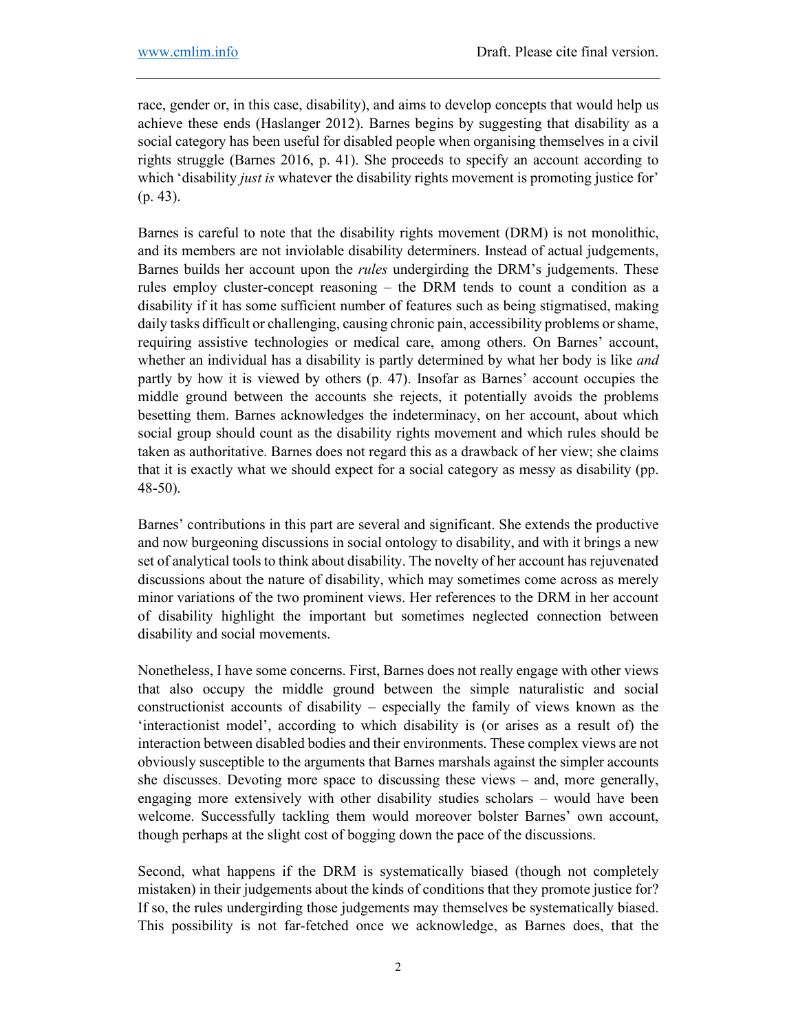race, gender or, in this case, disability), and aims to develop concepts that would help us achieve these ends (Haslanger 2012). Barnes begins by suggesting that disability as a social category has been useful for disabled people when organising themselves in a civil rights struggle (Barnes 2016, p. 41). She proceeds to specify an account according to which 'disability *just is* whatever the disability rights movement is promoting justice for' (p. 43).

Barnes is careful to note that the disability rights movement (DRM) is not monolithic, and its members are not inviolable disability determiners. Instead of actual judgements, Barnes builds her account upon the *rules* undergirding the DRM's judgements. These rules employ cluster-concept reasoning – the DRM tends to count a condition as a disability if it has some sufficient number of features such as being stigmatised, making daily tasks difficult or challenging, causing chronic pain, accessibility problems or shame, requiring assistive technologies or medical care, among others. On Barnes' account, whether an individual has a disability is partly determined by what her body is like *and* partly by how it is viewed by others (p. 47). Insofar as Barnes' account occupies the middle ground between the accounts she rejects, it potentially avoids the problems besetting them. Barnes acknowledges the indeterminacy, on her account, about which social group should count as the disability rights movement and which rules should be taken as authoritative. Barnes does not regard this as a drawback of her view; she claims that it is exactly what we should expect for a social category as messy as disability (pp. 48-50).

Barnes' contributions in this part are several and significant. She extends the productive and now burgeoning discussions in social ontology to disability, and with it brings a new set of analytical tools to think about disability. The novelty of her account has rejuvenated discussions about the nature of disability, which may sometimes come across as merely minor variations of the two prominent views. Her references to the DRM in her account of disability highlight the important but sometimes neglected connection between disability and social movements.

Nonetheless, I have some concerns. First, Barnes does not really engage with other views that also occupy the middle ground between the simple naturalistic and social constructionist accounts of disability – especially the family of views known as the 'interactionist model', according to which disability is (or arises as a result of) the interaction between disabled bodies and their environments. These complex views are not obviously susceptible to the arguments that Barnes marshals against the simpler accounts she discusses. Devoting more space to discussing these views – and, more generally, engaging more extensively with other disability studies scholars – would have been welcome. Successfully tackling them would moreover bolster Barnes' own account, though perhaps at the slight cost of bogging down the pace of the discussions.

Second, what happens if the DRM is systematically biased (though not completely mistaken) in their judgements about the kinds of conditions that they promote justice for? If so, the rules undergirding those judgements may themselves be systematically biased. This possibility is not far-fetched once we acknowledge, as Barnes does, that the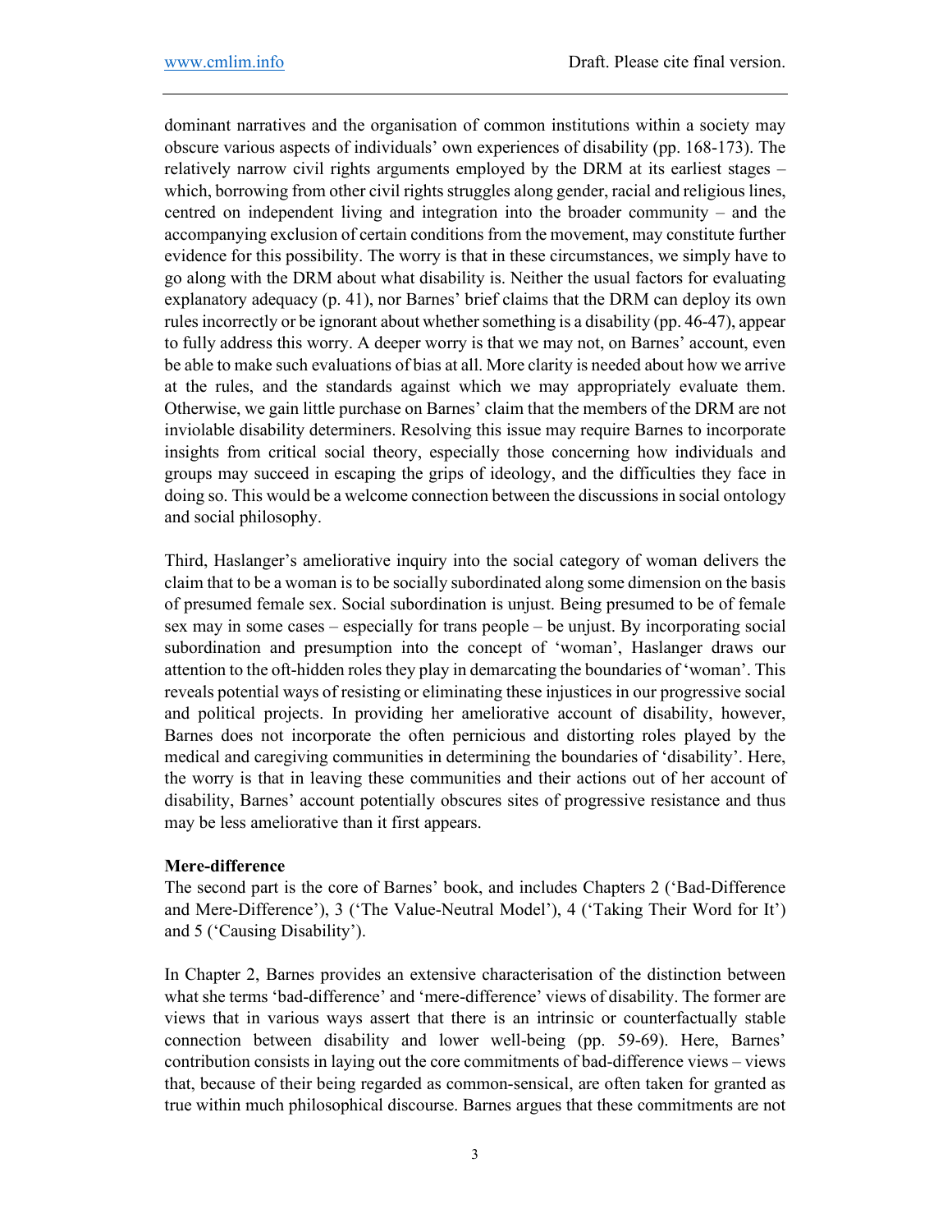dominant narratives and the organisation of common institutions within a society may obscure various aspects of individuals' own experiences of disability (pp. 168-173). The relatively narrow civil rights arguments employed by the DRM at its earliest stages – which, borrowing from other civil rights struggles along gender, racial and religious lines, centred on independent living and integration into the broader community – and the accompanying exclusion of certain conditions from the movement, may constitute further evidence for this possibility. The worry is that in these circumstances, we simply have to go along with the DRM about what disability is. Neither the usual factors for evaluating explanatory adequacy (p. 41), nor Barnes' brief claims that the DRM can deploy its own rules incorrectly or be ignorant about whether something is a disability (pp. 46-47), appear to fully address this worry. A deeper worry is that we may not, on Barnes' account, even be able to make such evaluations of bias at all. More clarity is needed about how we arrive at the rules, and the standards against which we may appropriately evaluate them. Otherwise, we gain little purchase on Barnes' claim that the members of the DRM are not inviolable disability determiners. Resolving this issue may require Barnes to incorporate insights from critical social theory, especially those concerning how individuals and groups may succeed in escaping the grips of ideology, and the difficulties they face in doing so. This would be a welcome connection between the discussions in social ontology and social philosophy.

Third, Haslanger's ameliorative inquiry into the social category of woman delivers the claim that to be a woman is to be socially subordinated along some dimension on the basis of presumed female sex. Social subordination is unjust. Being presumed to be of female sex may in some cases – especially for trans people – be unjust. By incorporating social subordination and presumption into the concept of 'woman', Haslanger draws our attention to the oft-hidden roles they play in demarcating the boundaries of 'woman'. This reveals potential ways of resisting or eliminating these injustices in our progressive social and political projects. In providing her ameliorative account of disability, however, Barnes does not incorporate the often pernicious and distorting roles played by the medical and caregiving communities in determining the boundaries of 'disability'. Here, the worry is that in leaving these communities and their actions out of her account of disability, Barnes' account potentially obscures sites of progressive resistance and thus may be less ameliorative than it first appears.

**Mere-difference**

The second part is the core of Barnes' book, and includes Chapters 2 ('Bad-Difference and Mere-Difference'), 3 ('The Value-Neutral Model'), 4 ('Taking Their Word for It') and 5 ('Causing Disability').

In Chapter 2, Barnes provides an extensive characterisation of the distinction between what she terms 'bad-difference' and 'mere-difference' views of disability. The former are views that in various ways assert that there is an intrinsic or counterfactually stable connection between disability and lower well-being (pp. 59-69). Here, Barnes' contribution consists in laying out the core commitments of bad-difference views – views that, because of their being regarded as common-sensical, are often taken for granted as true within much philosophical discourse. Barnes argues that these commitments are not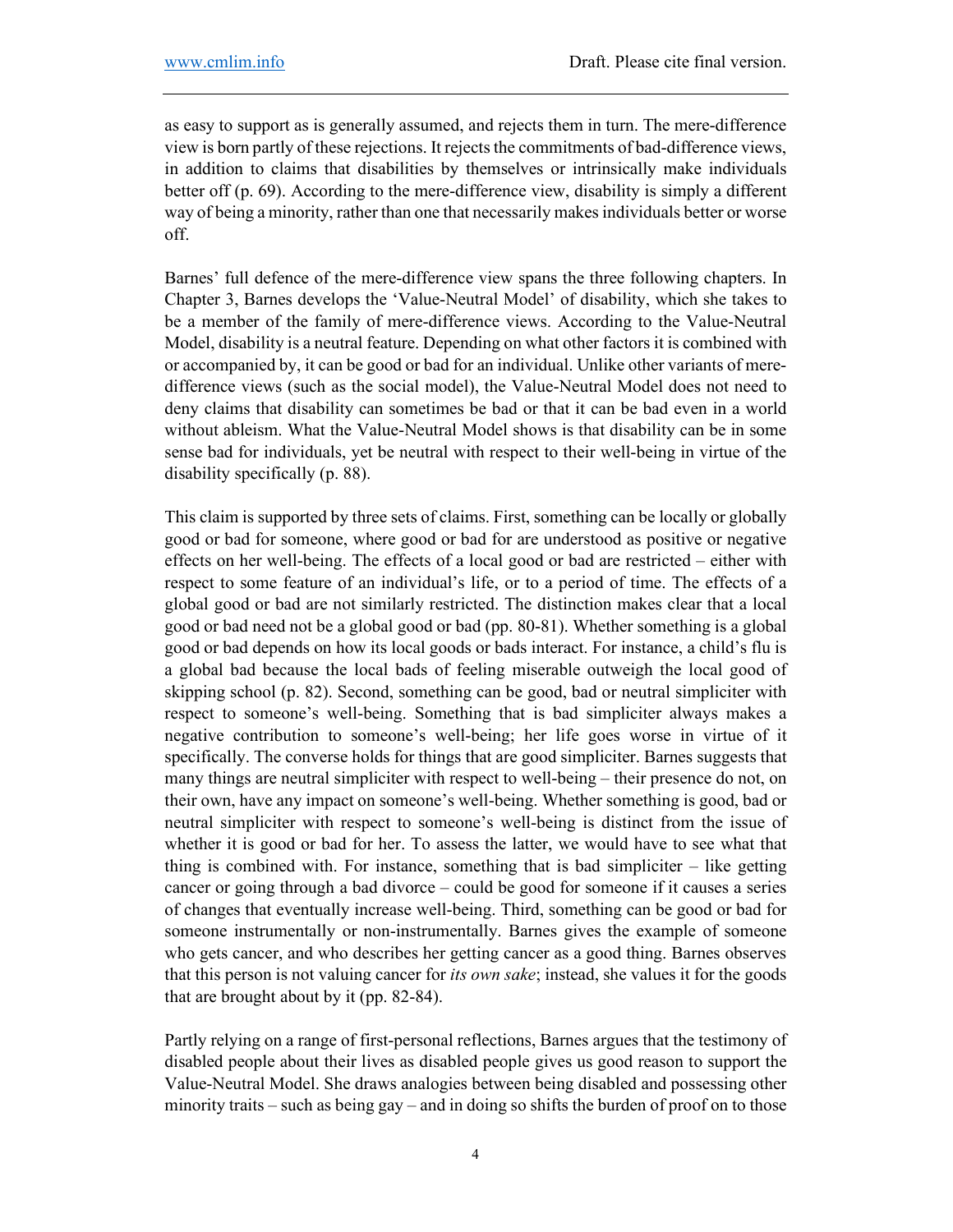as easy to support as is generally assumed, and rejects them in turn. The mere-difference view is born partly of these rejections. It rejects the commitments of bad-difference views, in addition to claims that disabilities by themselves or intrinsically make individuals better off (p. 69). According to the mere-difference view, disability is simply a different way of being a minority, rather than one that necessarily makes individuals better or worse off.

Barnes' full defence of the mere-difference view spans the three following chapters. In Chapter 3, Barnes develops the 'Value-Neutral Model' of disability, which she takes to be a member of the family of mere-difference views. According to the Value-Neutral Model, disability is a neutral feature. Depending on what other factors it is combined with or accompanied by, it can be good or bad for an individual. Unlike other variants of mere-difference views (such as the social model), the Value-Neutral Model does not need to deny claims that disability can sometimes be bad or that it can be bad even in a world without ableism. What the Value-Neutral Model shows is that disability can be in some sense bad for individuals, yet be neutral with respect to their well-being in virtue of the disability specifically (p. 88).

This claim is supported by three sets of claims. First, something can be locally or globally good or bad for someone, where good or bad for are understood as positive or negative effects on her well-being. The effects of a local good or bad are restricted – either with respect to some feature of an individual's life, or to a period of time. The effects of a global good or bad are not similarly restricted. The distinction makes clear that a local good or bad need not be a global good or bad (pp. 80-81). Whether something is a global good or bad depends on how its local goods or bads interact. For instance, a child's flu is a global bad because the local bads of feeling miserable outweigh the local good of skipping school (p. 82). Second, something can be good, bad or neutral simpliciter with respect to someone's well-being. Something that is bad simpliciter always makes a negative contribution to someone's well-being; her life goes worse in virtue of it specifically. The converse holds for things that are good simpliciter. Barnes suggests that many things are neutral simpliciter with respect to well-being – their presence do not, on their own, have any impact on someone's well-being. Whether something is good, bad or neutral simpliciter with respect to someone's well-being is distinct from the issue of whether it is good or bad for her. To assess the latter, we would have to see what that thing is combined with. For instance, something that is bad simpliciter – like getting cancer or going through a bad divorce – could be good for someone if it causes a series of changes that eventually increase well-being. Third, something can be good or bad for someone instrumentally or non-instrumentally. Barnes gives the example of someone who gets cancer, and who describes her getting cancer as a good thing. Barnes observes that this person is not valuing cancer for *its own sake*; instead, she values it for the goods that are brought about by it (pp. 82-84).

Partly relying on a range of first-personal reflections, Barnes argues that the testimony of disabled people about their lives as disabled people gives us good reason to support the Value-Neutral Model. She draws analogies between being disabled and possessing other minority traits – such as being gay – and in doing so shifts the burden of proof on to those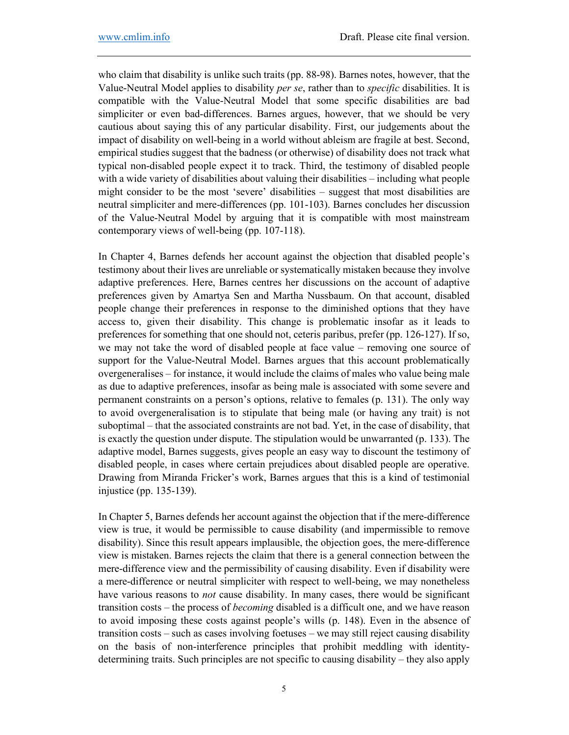who claim that disability is unlike such traits (pp. 88-98). Barnes notes, however, that the Value-Neutral Model applies to disability *per se*, rather than to *specific* disabilities. It is compatible with the Value-Neutral Model that some specific disabilities are bad simpliciter or even bad-differences. Barnes argues, however, that we should be very cautious about saying this of any particular disability. First, our judgements about the impact of disability on well-being in a world without ableism are fragile at best. Second, empirical studies suggest that the badness (or otherwise) of disability does not track what typical non-disabled people expect it to track. Third, the testimony of disabled people with a wide variety of disabilities about valuing their disabilities – including what people might consider to be the most 'severe' disabilities – suggest that most disabilities are neutral simpliciter and mere-differences (pp. 101-103). Barnes concludes her discussion of the Value-Neutral Model by arguing that it is compatible with most mainstream contemporary views of well-being (pp. 107-118).

In Chapter 4, Barnes defends her account against the objection that disabled people's testimony about their lives are unreliable or systematically mistaken because they involve adaptive preferences. Here, Barnes centres her discussions on the account of adaptive preferences given by Amartya Sen and Martha Nussbaum. On that account, disabled people change their preferences in response to the diminished options that they have access to, given their disability. This change is problematic insofar as it leads to preferences for something that one should not, ceteris paribus, prefer (pp. 126-127). If so, we may not take the word of disabled people at face value – removing one source of support for the Value-Neutral Model. Barnes argues that this account problematically overgeneralises – for instance, it would include the claims of males who value being male as due to adaptive preferences, insofar as being male is associated with some severe and permanent constraints on a person's options, relative to females (p. 131). The only way to avoid overgeneralisation is to stipulate that being male (or having any trait) is not suboptimal – that the associated constraints are not bad. Yet, in the case of disability, that is exactly the question under dispute. The stipulation would be unwarranted (p. 133). The adaptive model, Barnes suggests, gives people an easy way to discount the testimony of disabled people, in cases where certain prejudices about disabled people are operative. Drawing from Miranda Fricker's work, Barnes argues that this is a kind of testimonial injustice (pp. 135-139).

In Chapter 5, Barnes defends her account against the objection that if the mere-difference view is true, it would be permissible to cause disability (and impermissible to remove disability). Since this result appears implausible, the objection goes, the mere-difference view is mistaken. Barnes rejects the claim that there is a general connection between the mere-difference view and the permissibility of causing disability. Even if disability were a mere-difference or neutral simpliciter with respect to well-being, we may nonetheless have various reasons to *not* cause disability. In many cases, there would be significant transition costs – the process of *becoming* disabled is a difficult one, and we have reason to avoid imposing these costs against people's wills (p. 148). Even in the absence of transition costs – such as cases involving foetuses – we may still reject causing disability on the basis of non-interference principles that prohibit meddling with identity-determining traits. Such principles are not specific to causing disability – they also apply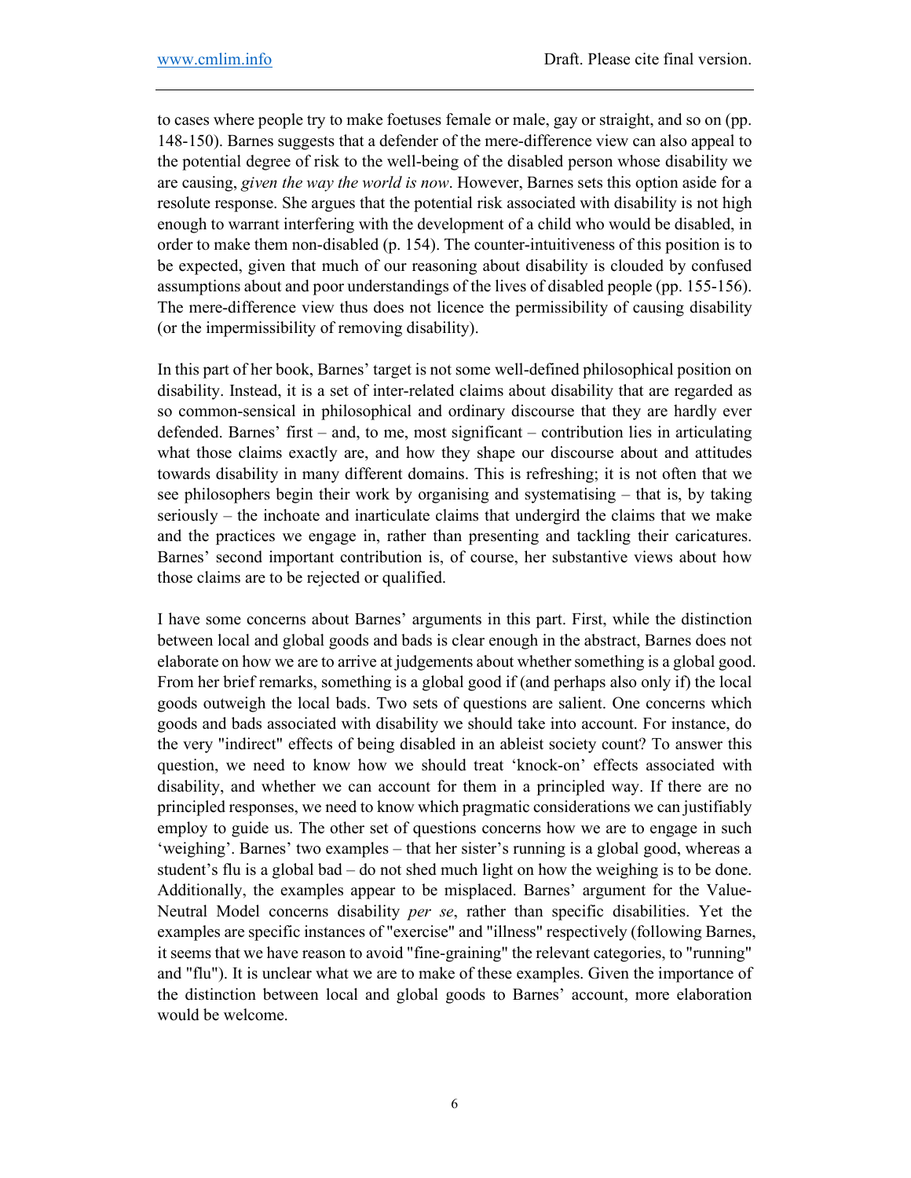to cases where people try to make foetuses female or male, gay or straight, and so on (pp. 148-150). Barnes suggests that a defender of the mere-difference view can also appeal to the potential degree of risk to the well-being of the disabled person whose disability we are causing, *given the way the world is now*. However, Barnes sets this option aside for a resolute response. She argues that the potential risk associated with disability is not high enough to warrant interfering with the development of a child who would be disabled, in order to make them non-disabled (p. 154). The counter-intuitiveness of this position is to be expected, given that much of our reasoning about disability is clouded by confused assumptions about and poor understandings of the lives of disabled people (pp. 155-156). The mere-difference view thus does not licence the permissibility of causing disability (or the impermissibility of removing disability).

In this part of her book, Barnes' target is not some well-defined philosophical position on disability. Instead, it is a set of inter-related claims about disability that are regarded as so common-sensical in philosophical and ordinary discourse that they are hardly ever defended. Barnes' first – and, to me, most significant – contribution lies in articulating what those claims exactly are, and how they shape our discourse about and attitudes towards disability in many different domains. This is refreshing; it is not often that we see philosophers begin their work by organising and systematising – that is, by taking seriously – the inchoate and inarticulate claims that undergird the claims that we make and the practices we engage in, rather than presenting and tackling their caricatures. Barnes' second important contribution is, of course, her substantive views about how those claims are to be rejected or qualified.

I have some concerns about Barnes' arguments in this part. First, while the distinction between local and global goods and bads is clear enough in the abstract, Barnes does not elaborate on how we are to arrive at judgements about whether something is a global good. From her brief remarks, something is a global good if (and perhaps also only if) the local goods outweigh the local bads. Two sets of questions are salient. One concerns which goods and bads associated with disability we should take into account. For instance, do the very "indirect" effects of being disabled in an ableist society count? To answer this question, we need to know how we should treat 'knock-on' effects associated with disability, and whether we can account for them in a principled way. If there are no principled responses, we need to know which pragmatic considerations we can justifiably employ to guide us. The other set of questions concerns how we are to engage in such 'weighing'. Barnes' two examples – that her sister's running is a global good, whereas a student's flu is a global bad – do not shed much light on how the weighing is to be done. Additionally, the examples appear to be misplaced. Barnes' argument for the Value-Neutral Model concerns disability *per se*, rather than specific disabilities. Yet the examples are specific instances of "exercise" and "illness" respectively (following Barnes, it seems that we have reason to avoid "fine-graining" the relevant categories, to "running" and "flu"). It is unclear what we are to make of these examples. Given the importance of the distinction between local and global goods to Barnes' account, more elaboration would be welcome.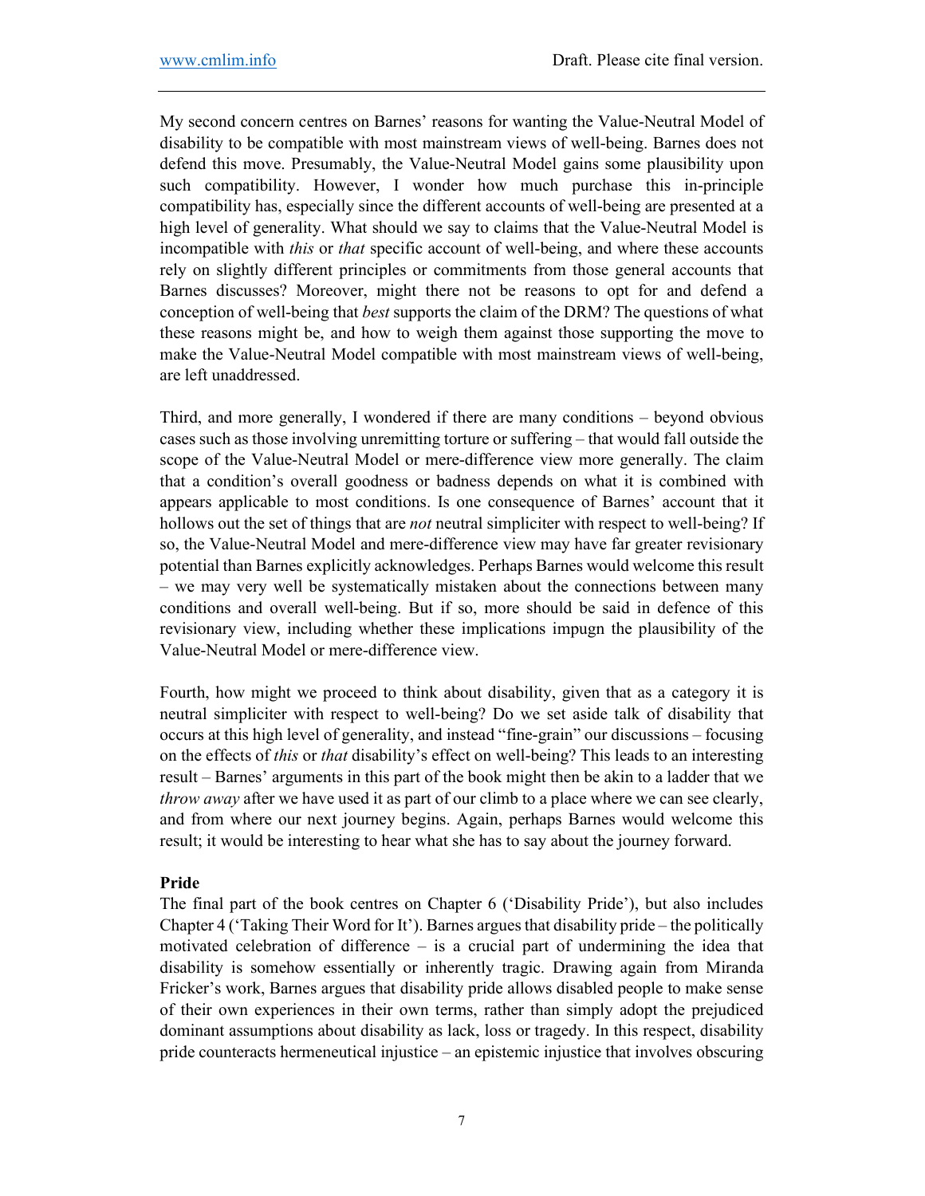My second concern centres on Barnes' reasons for wanting the Value-Neutral Model of disability to be compatible with most mainstream views of well-being. Barnes does not defend this move. Presumably, the Value-Neutral Model gains some plausibility upon such compatibility. However, I wonder how much purchase this in-principle compatibility has, especially since the different accounts of well-being are presented at a high level of generality. What should we say to claims that the Value-Neutral Model is incompatible with *this* or *that* specific account of well-being, and where these accounts rely on slightly different principles or commitments from those general accounts that Barnes discusses? Moreover, might there not be reasons to opt for and defend a conception of well-being that *best* supports the claim of the DRM? The questions of what these reasons might be, and how to weigh them against those supporting the move to make the Value-Neutral Model compatible with most mainstream views of well-being, are left unaddressed.

Third, and more generally, I wondered if there are many conditions – beyond obvious cases such as those involving unremitting torture or suffering – that would fall outside the scope of the Value-Neutral Model or mere-difference view more generally. The claim that a condition's overall goodness or badness depends on what it is combined with appears applicable to most conditions. Is one consequence of Barnes' account that it hollows out the set of things that are *not* neutral simpliciter with respect to well-being? If so, the Value-Neutral Model and mere-difference view may have far greater revisionary potential than Barnes explicitly acknowledges. Perhaps Barnes would welcome this result – we may very well be systematically mistaken about the connections between many conditions and overall well-being. But if so, more should be said in defence of this revisionary view, including whether these implications impugn the plausibility of the Value-Neutral Model or mere-difference view.

Fourth, how might we proceed to think about disability, given that as a category it is neutral simpliciter with respect to well-being? Do we set aside talk of disability that occurs at this high level of generality, and instead "fine-grain" our discussions – focusing on the effects of *this* or *that* disability's effect on well-being? This leads to an interesting result – Barnes' arguments in this part of the book might then be akin to a ladder that we *throw away* after we have used it as part of our climb to a place where we can see clearly, and from where our next journey begins. Again, perhaps Barnes would welcome this result; it would be interesting to hear what she has to say about the journey forward.

**Pride**

The final part of the book centres on Chapter 6 ('Disability Pride'), but also includes Chapter 4 ('Taking Their Word for It'). Barnes argues that disability pride – the politically motivated celebration of difference – is a crucial part of undermining the idea that disability is somehow essentially or inherently tragic. Drawing again from Miranda Fricker's work, Barnes argues that disability pride allows disabled people to make sense of their own experiences in their own terms, rather than simply adopt the prejudiced dominant assumptions about disability as lack, loss or tragedy. In this respect, disability pride counteracts hermeneutical injustice – an epistemic injustice that involves obscuring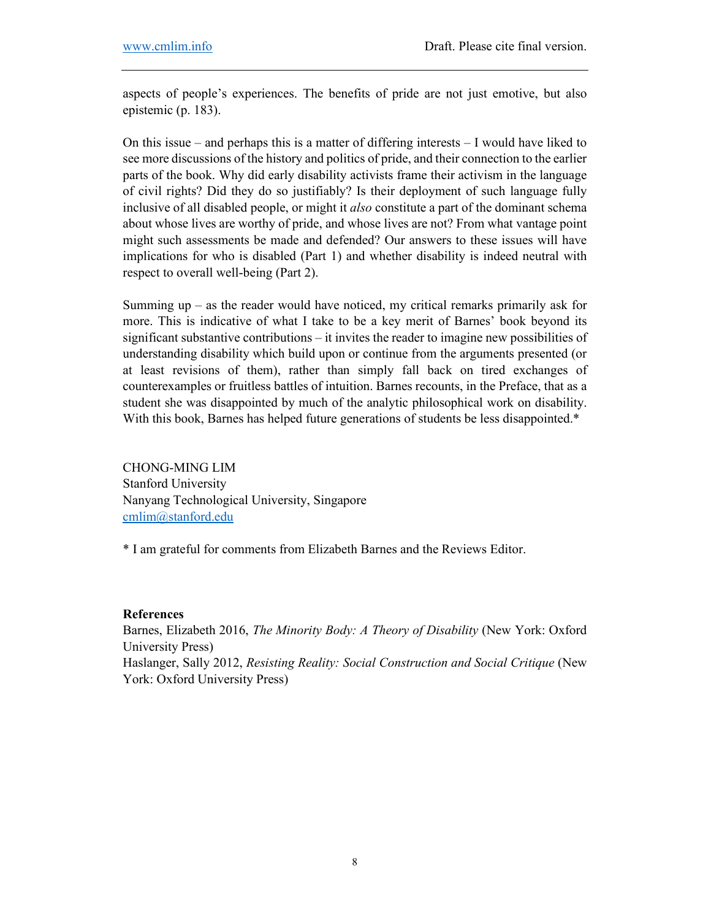aspects of people's experiences. The benefits of pride are not just emotive, but also epistemic (p. 183).

On this issue – and perhaps this is a matter of differing interests – I would have liked to see more discussions of the history and politics of pride, and their connection to the earlier parts of the book. Why did early disability activists frame their activism in the language of civil rights? Did they do so justifiably? Is their deployment of such language fully inclusive of all disabled people, or might it *also* constitute a part of the dominant schema about whose lives are worthy of pride, and whose lives are not? From what vantage point might such assessments be made and defended? Our answers to these issues will have implications for who is disabled (Part 1) and whether disability is indeed neutral with respect to overall well-being (Part 2).

Summing up – as the reader would have noticed, my critical remarks primarily ask for more. This is indicative of what I take to be a key merit of Barnes' book beyond its significant substantive contributions – it invites the reader to imagine new possibilities of understanding disability which build upon or continue from the arguments presented (or at least revisions of them), rather than simply fall back on tired exchanges of counterexamples or fruitless battles of intuition. Barnes recounts, in the Preface, that as a student she was disappointed by much of the analytic philosophical work on disability. With this book, Barnes has helped future generations of students be less disappointed.*

CHONG-MING LIM
Stanford University
Nanyang Technological University, Singapore
cmlim@stanford.edu

* I am grateful for comments from Elizabeth Barnes and the Reviews Editor.

**References**

Barnes, Elizabeth 2016, *The Minority Body: A Theory of Disability* (New York: Oxford University Press)

Haslanger, Sally 2012, *Resisting Reality: Social Construction and Social Critique* (New York: Oxford University Press)